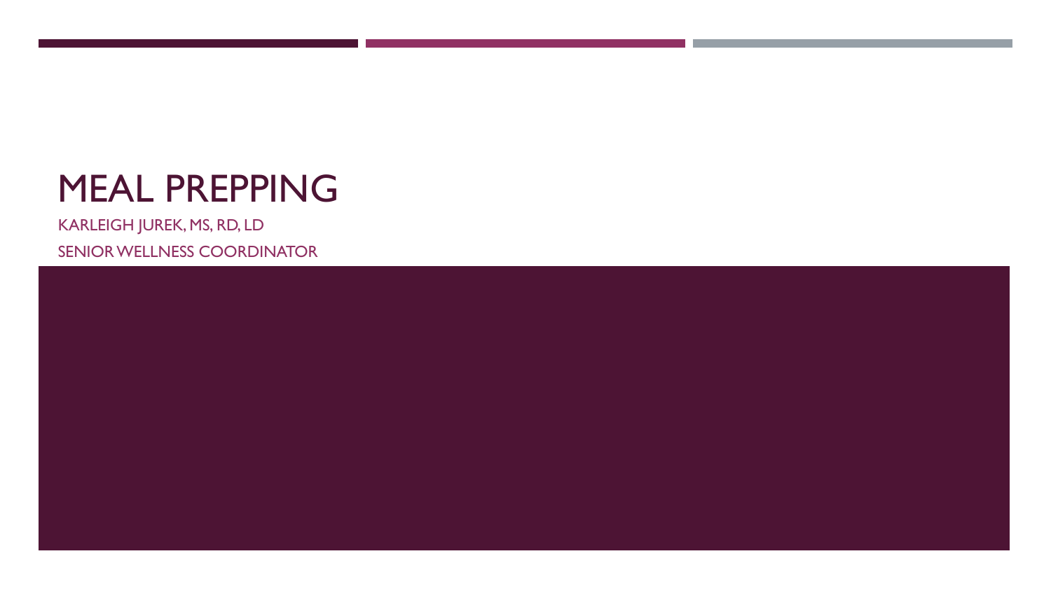# MEAL PREPPING

KARLEIGH JUREK, MS, RD, LD

SENIOR WELLNESS COORDINATOR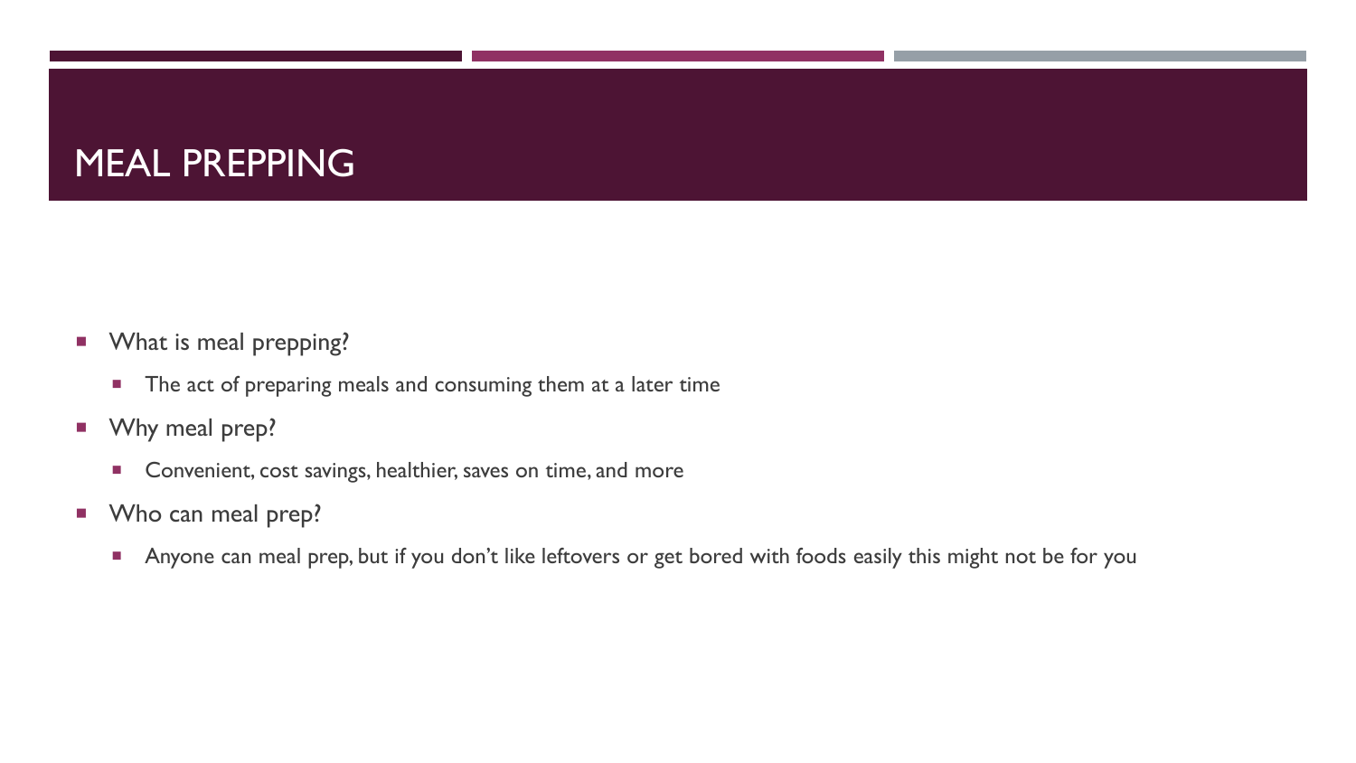# MEAL PREPPING

- What is meal prepping?
  - The act of preparing meals and consuming them at a later time
- Why meal prep?
  - Convenient, cost savings, healthier, saves on time, and more
- Who can meal prep?
  - Anyone can meal prep, but if you don't like leftovers or get bored with foods easily this might not be for you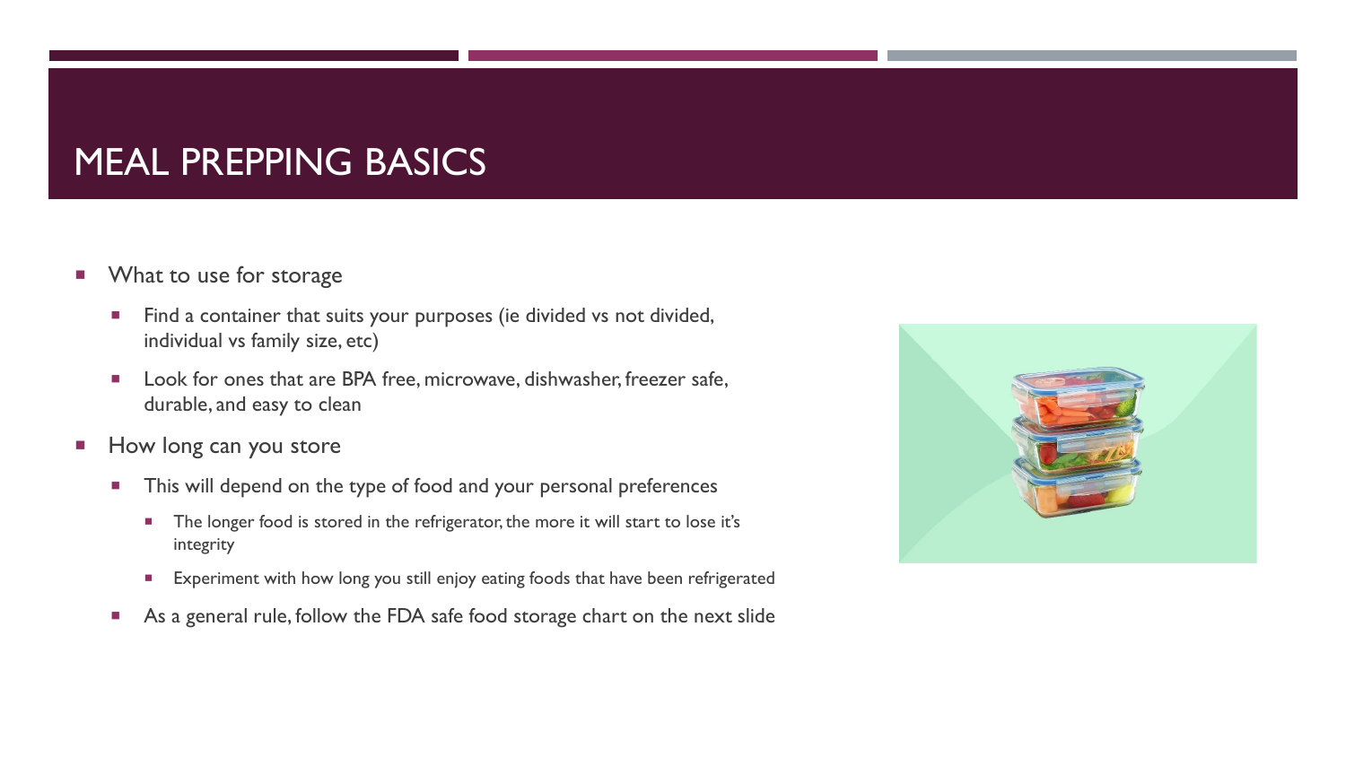# MEAL PREPPING BASICS

- What to use for storage
  - Find a container that suits your purposes (ie divided vs not divided, individual vs family size, etc)
  - Look for ones that are BPA free, microwave, dishwasher, freezer safe, durable, and easy to clean
- How long can you store
  - This will depend on the type of food and your personal preferences
    - The longer food is stored in the refrigerator, the more it will start to lose it's integrity
    - Experiment with how long you still enjoy eating foods that have been refrigerated
  - As a general rule, follow the FDA safe food storage chart on the next slide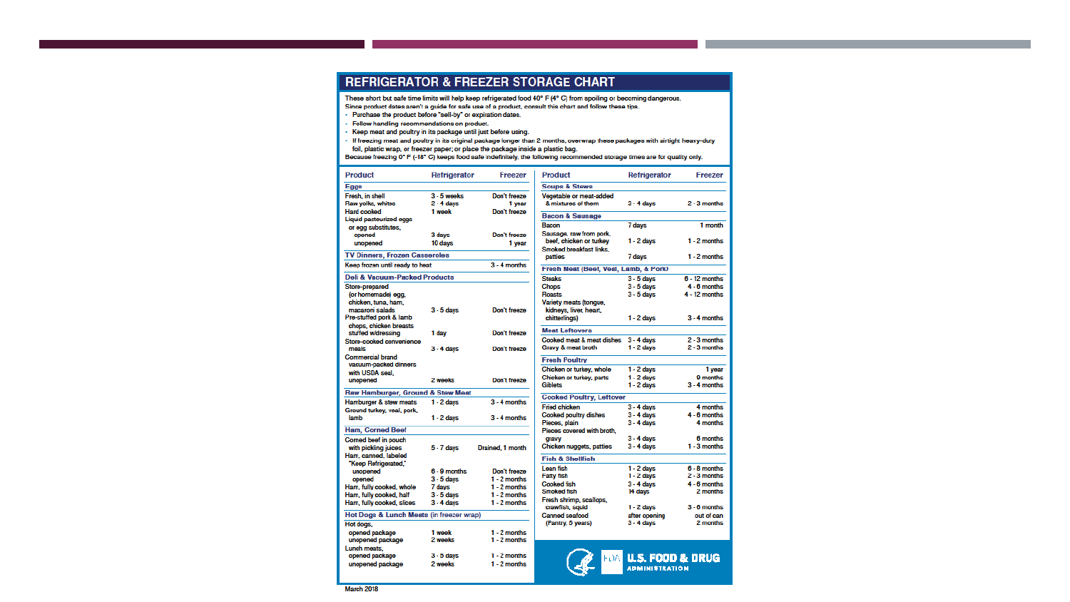# REFRIGERATOR & FREEZER STORAGE CHART

These short but safe time limits will help keep refrigerated food 40° F (4° C) from spoiling or becoming dangerous.
Since product dates aren't a guide for safe use of a product, consult this chart and follow these tips.

- Purchase the product before "sell-by" or expiration dates.
- Follow handling recommendations on product.
- Keep meat and poultry in its package until just before using.
- If freezing meat and poultry in its original package longer than 2 months, overwrap these packages with airtight heavy-duty foil, plastic wrap, or freezer paper; or place the package inside a plastic bag.

Because freezing 0° F (-18° C) keeps food safe indefinitely, the following recommended storage times are for quality only.

| Product | Refrigerator | Freezer |
|---|---|---|
| **Eggs** | | |
| Fresh, in shell | 3 - 5 weeks | Don't freeze |
| Raw yolks, whites | 2 - 4 days | 1 year |
| Hard cooked | 1 week | Don't freeze |
| Liquid pasteurized eggs or egg substitutes, opened | 3 days | Don't freeze |
| unopened | 10 days | 1 year |
| **TV Dinners, Frozen Casseroles** | | |
| Keep frozen until ready to heat | | 3 - 4 months |
| **Deli & Vacuum-Packed Products** | | |
| Store-prepared (or homemade) egg, chicken, tuna, ham, macaroni salads | 3 - 5 days | Don't freeze |
| Pre-stuffed pork & lamb chops, chicken breasts stuffed w/dressing | 1 day | Don't freeze |
| Store-cooked convenience meals | 3 - 4 days | Don't freeze |
| Commercial brand vacuum-packed dinners with USDA seal, unopened | 2 weeks | Don't freeze |
| **Raw Hamburger, Ground & Stew Meat** | | |
| Hamburger & stew meats | 1 - 2 days | 3 - 4 months |
| Ground turkey, veal, pork, lamb | 1 - 2 days | 3 - 4 months |
| **Ham, Corned Beef** | | |
| Corned beef in pouch with pickling juices | 5 - 7 days | Drained, 1 month |
| Ham, canned, labeled "Keep Refrigerated," unopened | 6 - 9 months | Don't freeze |
| opened | 3 - 5 days | 1 - 2 months |
| Ham, fully cooked, whole | 7 days | 1 - 2 months |
| Ham, fully cooked, half | 3 - 5 days | 1 - 2 months |
| Ham, fully cooked, slices | 3 - 4 days | 1 - 2 months |
| **Hot Dogs & Lunch Meats** (in freezer wrap) | | |
| Hot dogs, opened package | 1 week | 1 - 2 months |
| unopened package | 2 weeks | 1 - 2 months |
| Lunch meats, opened package | 3 - 5 days | 1 - 2 months |
| unopened package | 2 weeks | 1 - 2 months |
| **Soups & Stews** | | |
| Vegetable or meat-added & mixtures of them | 3 - 4 days | 2 - 3 months |
| **Bacon & Sausage** | | |
| Bacon | 7 days | 1 month |
| Sausage, raw from pork, beef, chicken or turkey | 1 - 2 days | 1 - 2 months |
| Smoked breakfast links, patties | 7 days | 1 - 2 months |
| **Fresh Meat (Beef, Veal, Lamb, & Pork)** | | |
| Steaks | 3 - 5 days | 6 - 12 months |
| Chops | 3 - 5 days | 4 - 6 months |
| Roasts | 3 - 5 days | 4 - 12 months |
| Variety meats (tongue, kidneys, liver, heart, chitterlings) | 1 - 2 days | 3 - 4 months |
| **Meat Leftovers** | | |
| Cooked meat & meat dishes | 3 - 4 days | 2 - 3 months |
| Gravy & meat broth | 1 - 2 days | 2 - 3 months |
| **Fresh Poultry** | | |
| Chicken or turkey, whole | 1 - 2 days | 1 year |
| Chicken or turkey, parts | 1 - 2 days | 9 months |
| Giblets | 1 - 2 days | 3 - 4 months |
| **Cooked Poultry, Leftover** | | |
| Fried chicken | 3 - 4 days | 4 months |
| Cooked poultry dishes | 3 - 4 days | 4 - 6 months |
| Pieces, plain | 3 - 4 days | 4 months |
| Pieces covered with broth, gravy | 3 - 4 days | 6 months |
| Chicken nuggets, patties | 3 - 4 days | 1 - 3 months |
| **Fish & Shellfish** | | |
| Lean fish | 1 - 2 days | 6 - 8 months |
| Fatty fish | 1 - 2 days | 2 - 3 months |
| Cooked fish | 3 - 4 days | 4 - 6 months |
| Smoked fish | 14 days | 2 months |
| Fresh shrimp, scallops, crawfish, squid | 1 - 2 days | 3 - 6 months |
| Canned seafood (Pantry, 5 years) | after opening 3 - 4 days | out of can 2 months |

U.S. FOOD & DRUG ADMINISTRATION

March 2018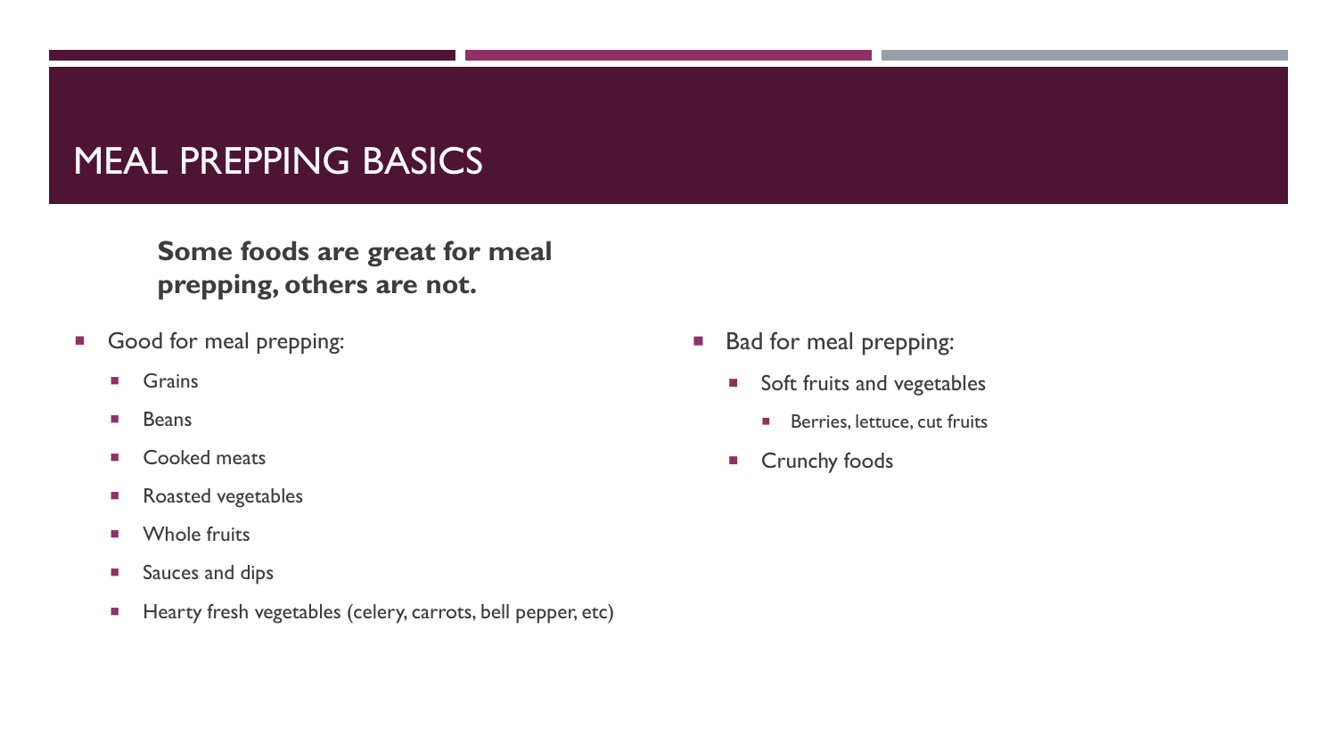# MEAL PREPPING BASICS

**Some foods are great for meal prepping, others are not.**

- Good for meal prepping:
  - Grains
  - Beans
  - Cooked meats
  - Roasted vegetables
  - Whole fruits
  - Sauces and dips
  - Hearty fresh vegetables (celery, carrots, bell pepper, etc)

- Bad for meal prepping:
  - Soft fruits and vegetables
    - Berries, lettuce, cut fruits
  - Crunchy foods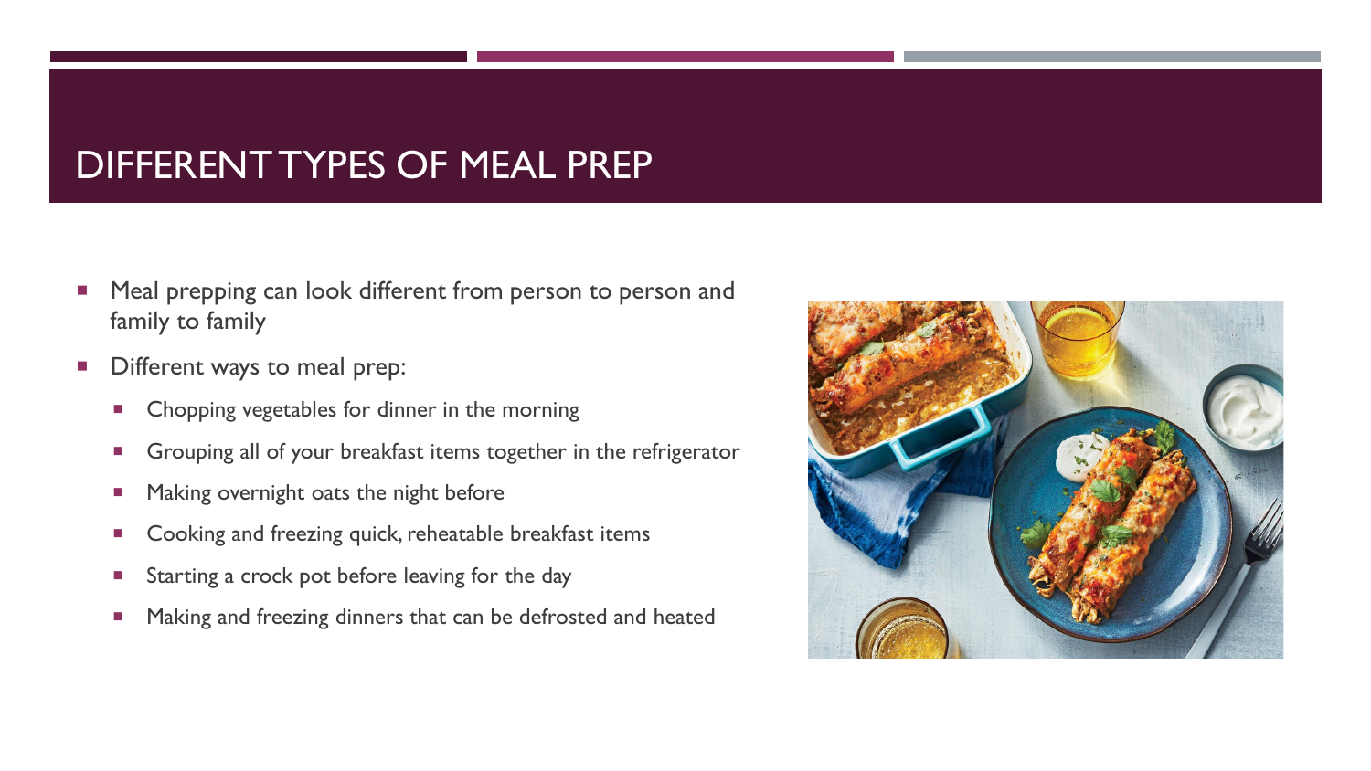# DIFFERENT TYPES OF MEAL PREP

- Meal prepping can look different from person to person and family to family
- Different ways to meal prep:
  - Chopping vegetables for dinner in the morning
  - Grouping all of your breakfast items together in the refrigerator
  - Making overnight oats the night before
  - Cooking and freezing quick, reheatable breakfast items
  - Starting a crock pot before leaving for the day
  - Making and freezing dinners that can be defrosted and heated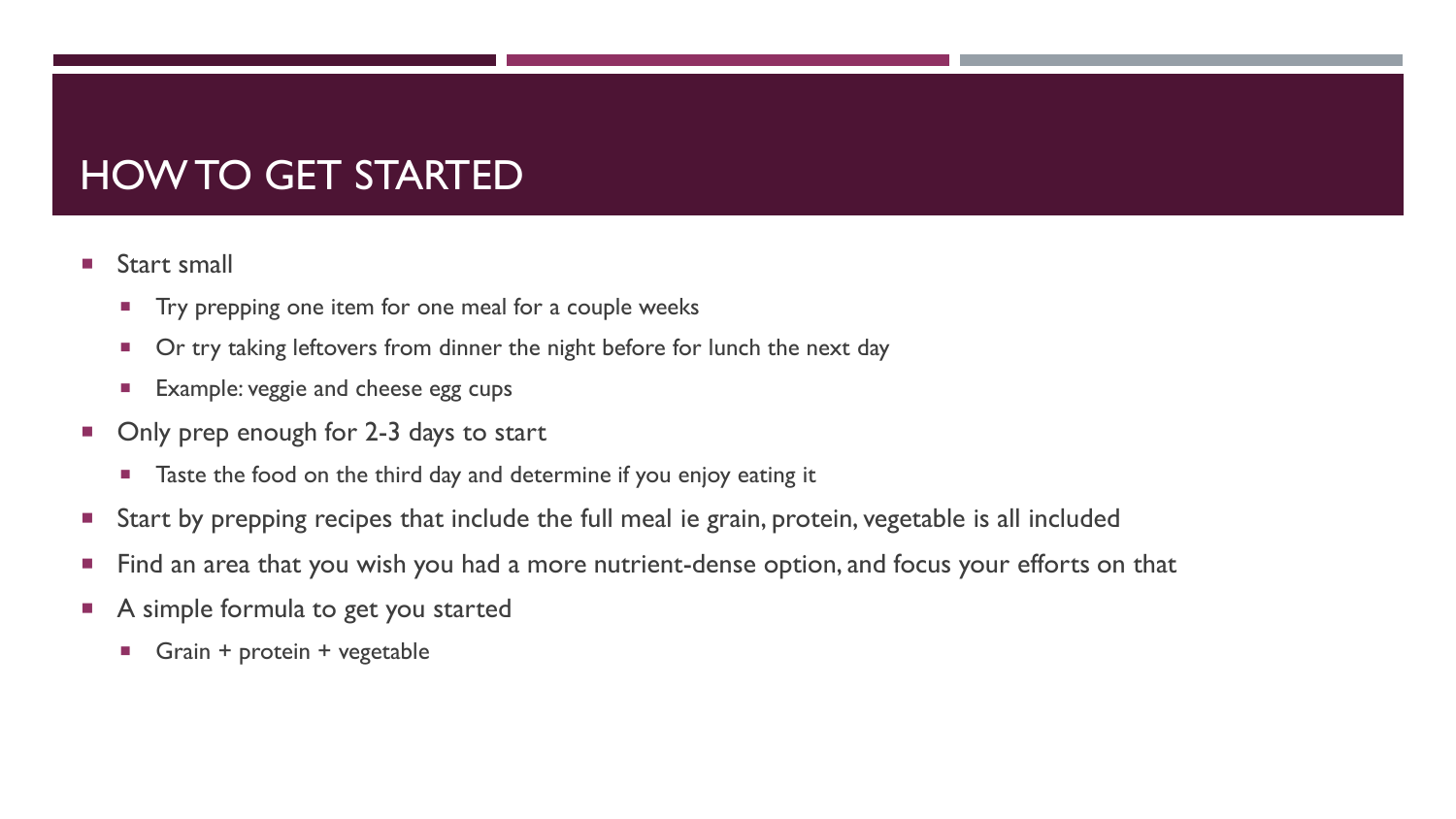# HOW TO GET STARTED

- Start small
  - Try prepping one item for one meal for a couple weeks
  - Or try taking leftovers from dinner the night before for lunch the next day
  - Example: veggie and cheese egg cups
- Only prep enough for 2-3 days to start
  - Taste the food on the third day and determine if you enjoy eating it
- Start by prepping recipes that include the full meal ie grain, protein, vegetable is all included
- Find an area that you wish you had a more nutrient-dense option, and focus your efforts on that
- A simple formula to get you started
  - Grain + protein + vegetable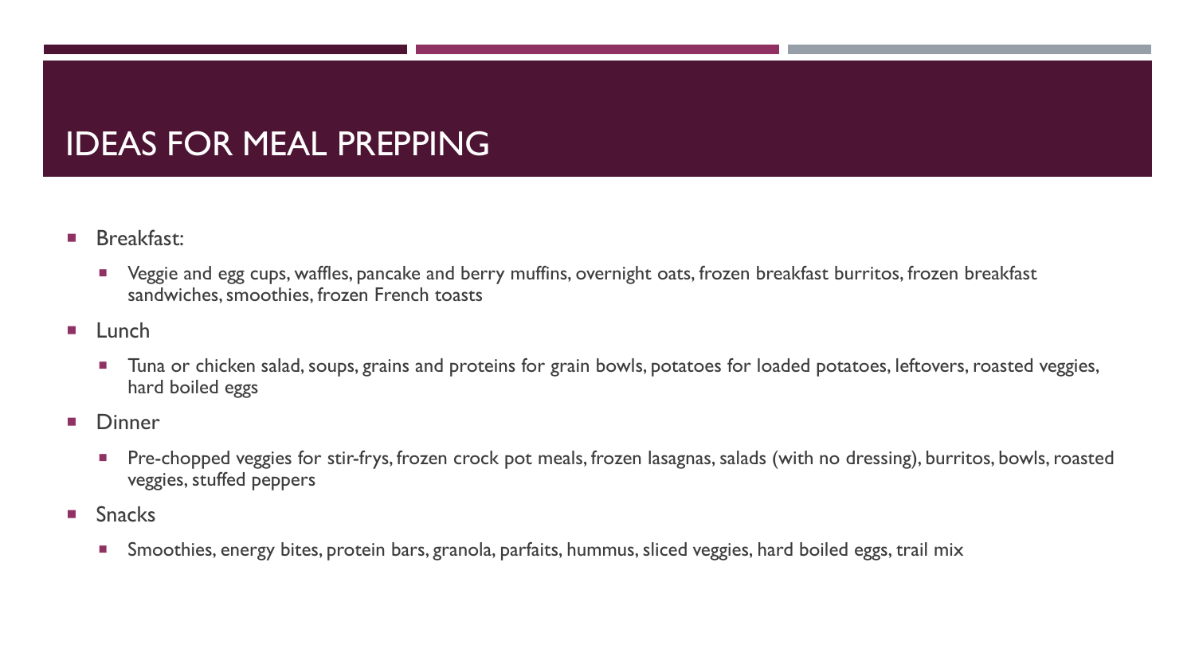# IDEAS FOR MEAL PREPPING

- Breakfast:
  - Veggie and egg cups, waffles, pancake and berry muffins, overnight oats, frozen breakfast burritos, frozen breakfast sandwiches, smoothies, frozen French toasts
- Lunch
  - Tuna or chicken salad, soups, grains and proteins for grain bowls, potatoes for loaded potatoes, leftovers, roasted veggies, hard boiled eggs
- Dinner
  - Pre-chopped veggies for stir-frys, frozen crock pot meals, frozen lasagnas, salads (with no dressing), burritos, bowls, roasted veggies, stuffed peppers
- Snacks
  - Smoothies, energy bites, protein bars, granola, parfaits, hummus, sliced veggies, hard boiled eggs, trail mix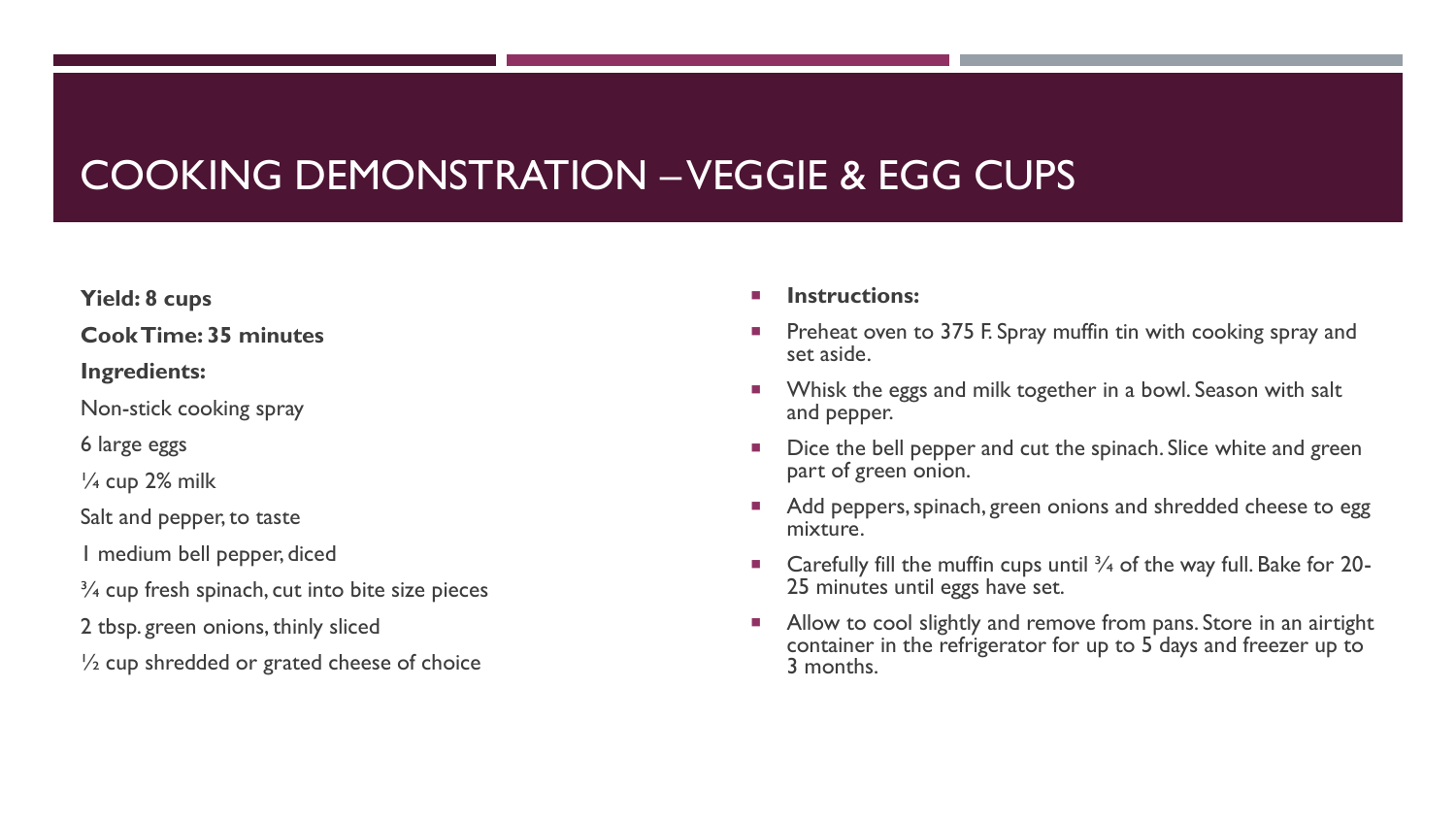# COOKING DEMONSTRATION – VEGGIE & EGG CUPS

**Yield: 8 cups**

**Cook Time: 35 minutes**

**Ingredients:**

Non-stick cooking spray

6 large eggs

¼ cup 2% milk

Salt and pepper, to taste

1 medium bell pepper, diced

¾ cup fresh spinach, cut into bite size pieces

2 tbsp. green onions, thinly sliced

½ cup shredded or grated cheese of choice

- **Instructions:**
- Preheat oven to 375 F. Spray muffin tin with cooking spray and set aside.
- Whisk the eggs and milk together in a bowl. Season with salt and pepper.
- Dice the bell pepper and cut the spinach. Slice white and green part of green onion.
- Add peppers, spinach, green onions and shredded cheese to egg mixture.
- Carefully fill the muffin cups until ¾ of the way full. Bake for 20-25 minutes until eggs have set.
- Allow to cool slightly and remove from pans. Store in an airtight container in the refrigerator for up to 5 days and freezer up to 3 months.